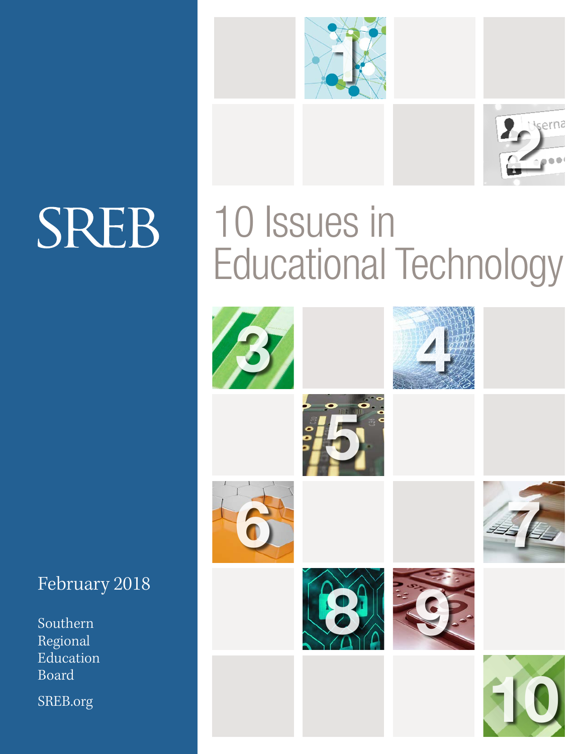SREB

# 10 Issues in Educational Technology

February 2018

Southern Regional Education Board

SREB.org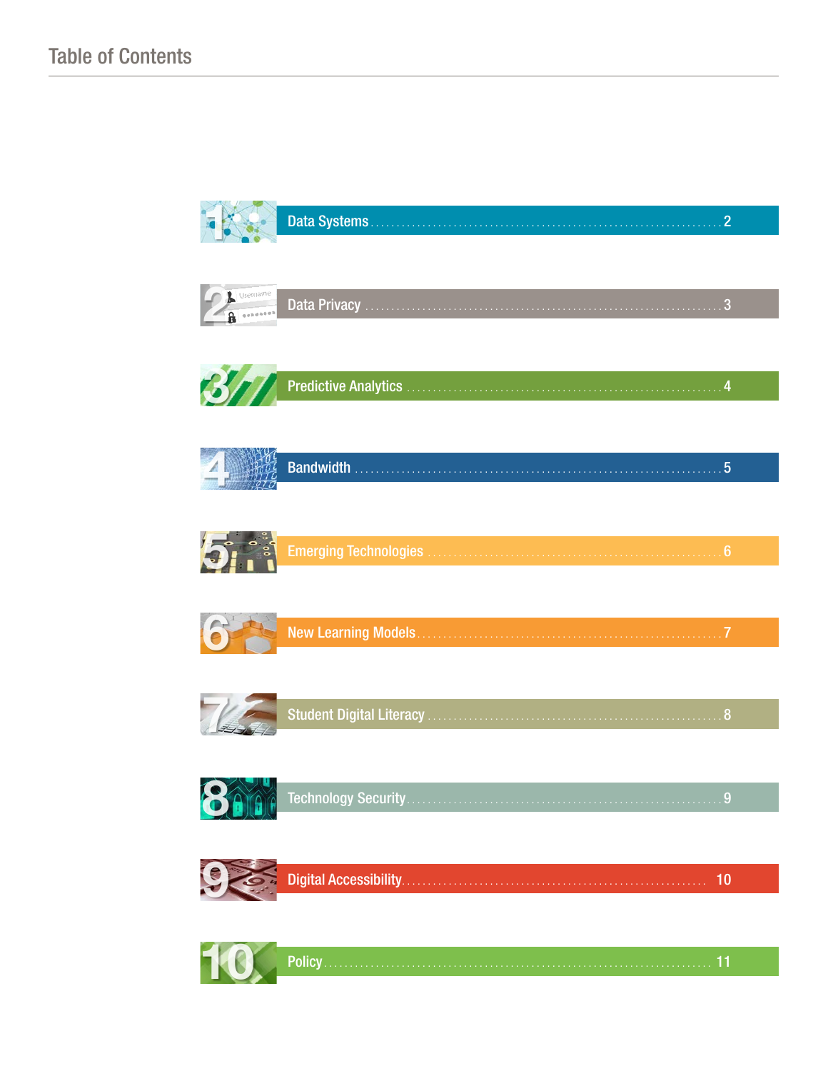# Table of Contents

| | | |
|---|---|---|
| 1 | Data Systems | 2 |
| 2 | Data Privacy | 3 |
| 3 | Predictive Analytics | 4 |
| 4 | Bandwidth | 5 |
| 5 | Emerging Technologies | 6 |
| 6 | New Learning Models | 7 |
| 7 | Student Digital Literacy | 8 |
| 8 | Technology Security | 9 |
| 9 | Digital Accessibility | 10 |
| 10 | Policy | 11 |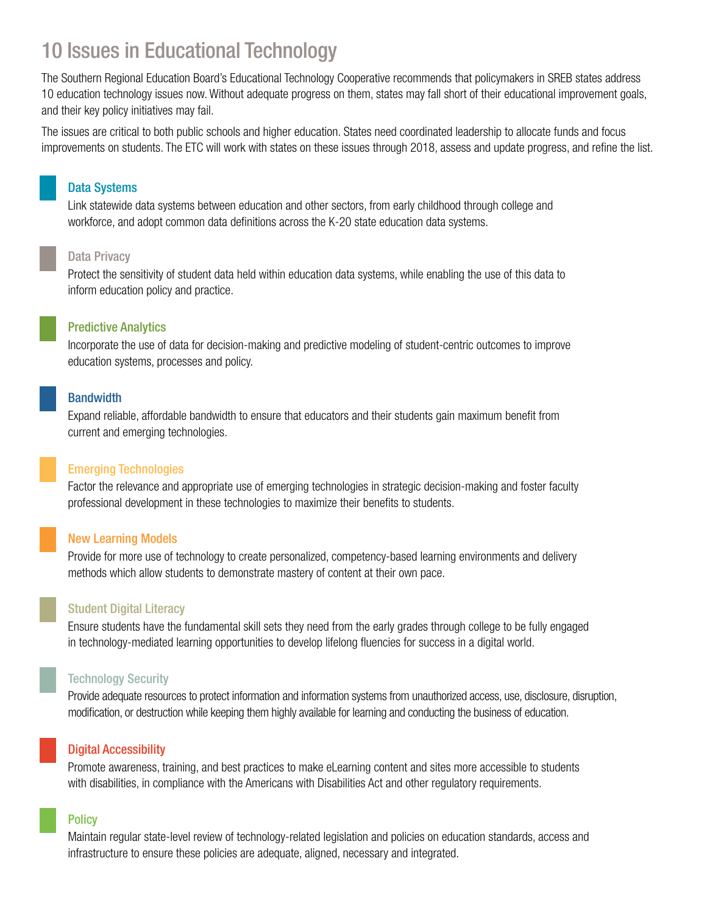# 10 Issues in Educational Technology

The Southern Regional Education Board's Educational Technology Cooperative recommends that policymakers in SREB states address 10 education technology issues now. Without adequate progress on them, states may fall short of their educational improvement goals, and their key policy initiatives may fail.

The issues are critical to both public schools and higher education. States need coordinated leadership to allocate funds and focus improvements on students. The ETC will work with states on these issues through 2018, assess and update progress, and refine the list.

### Data Systems

Link statewide data systems between education and other sectors, from early childhood through college and workforce, and adopt common data definitions across the K-20 state education data systems.

### Data Privacy

Protect the sensitivity of student data held within education data systems, while enabling the use of this data to inform education policy and practice.

### Predictive Analytics

Incorporate the use of data for decision-making and predictive modeling of student-centric outcomes to improve education systems, processes and policy.

### Bandwidth

Expand reliable, affordable bandwidth to ensure that educators and their students gain maximum benefit from current and emerging technologies.

### Emerging Technologies

Factor the relevance and appropriate use of emerging technologies in strategic decision-making and foster faculty professional development in these technologies to maximize their benefits to students.

### New Learning Models

Provide for more use of technology to create personalized, competency-based learning environments and delivery methods which allow students to demonstrate mastery of content at their own pace.

### Student Digital Literacy

Ensure students have the fundamental skill sets they need from the early grades through college to be fully engaged in technology-mediated learning opportunities to develop lifelong fluencies for success in a digital world.

### Technology Security

Provide adequate resources to protect information and information systems from unauthorized access, use, disclosure, disruption, modification, or destruction while keeping them highly available for learning and conducting the business of education.

### Digital Accessibility

Promote awareness, training, and best practices to make eLearning content and sites more accessible to students with disabilities, in compliance with the Americans with Disabilities Act and other regulatory requirements.

### Policy

Maintain regular state-level review of technology-related legislation and policies on education standards, access and infrastructure to ensure these policies are adequate, aligned, necessary and integrated.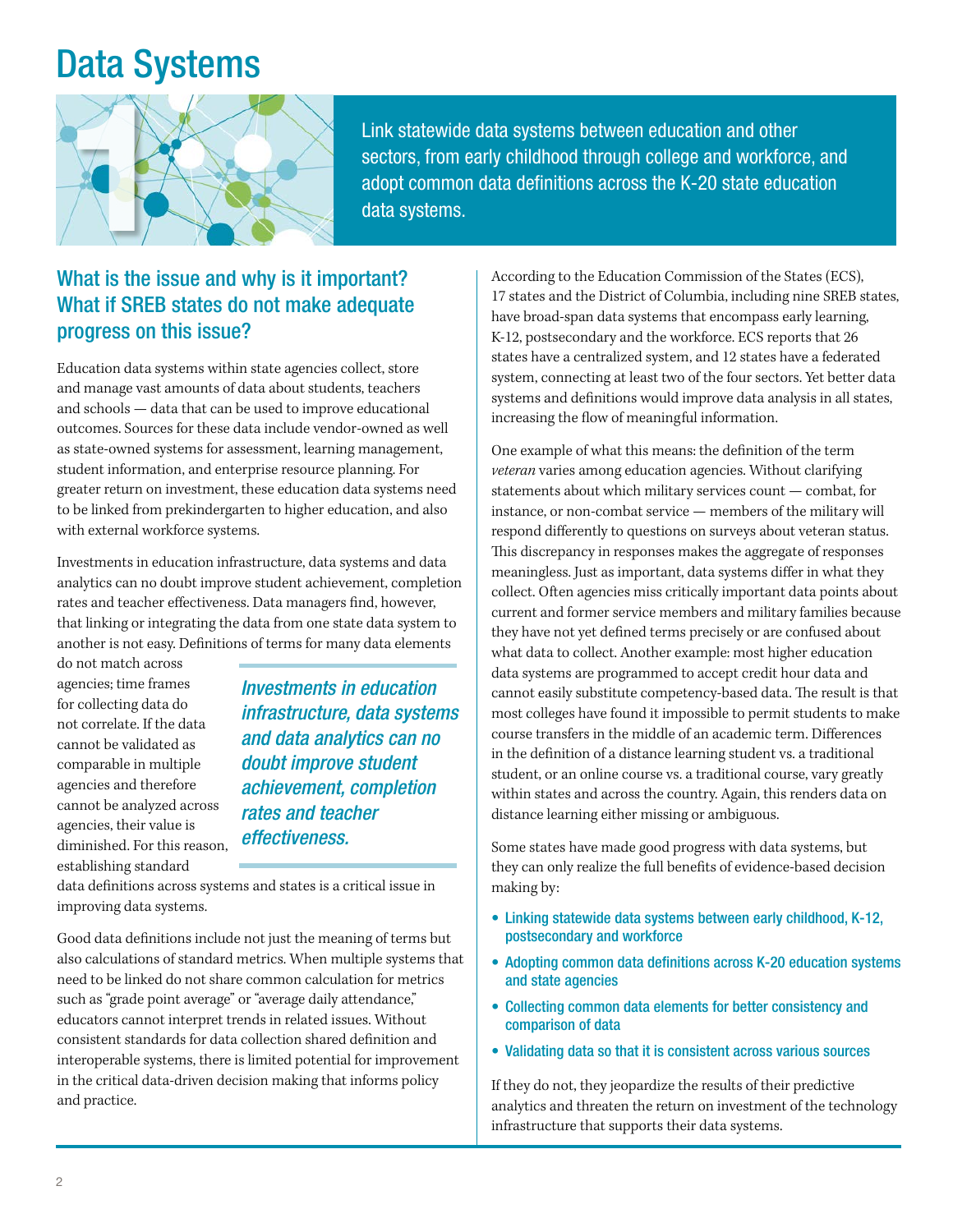# Data Systems

1

Link statewide data systems between education and other sectors, from early childhood through college and workforce, and adopt common data definitions across the K-20 state education data systems.

## What is the issue and why is it important? What if SREB states do not make adequate progress on this issue?

Education data systems within state agencies collect, store and manage vast amounts of data about students, teachers and schools — data that can be used to improve educational outcomes. Sources for these data include vendor-owned as well as state-owned systems for assessment, learning management, student information, and enterprise resource planning. For greater return on investment, these education data systems need to be linked from prekindergarten to higher education, and also with external workforce systems.

Investments in education infrastructure, data systems and data analytics can no doubt improve student achievement, completion rates and teacher effectiveness. Data managers find, however, that linking or integrating the data from one state data system to another is not easy. Definitions of terms for many data elements do not match across agencies; time frames for collecting data do not correlate. If the data cannot be validated as comparable in multiple agencies and therefore cannot be analyzed across agencies, their value is diminished. For this reason, establishing standard data definitions across systems and states is a critical issue in improving data systems.

*Investments in education infrastructure, data systems and data analytics can no doubt improve student achievement, completion rates and teacher effectiveness.*

Good data definitions include not just the meaning of terms but also calculations of standard metrics. When multiple systems that need to be linked do not share common calculation for metrics such as "grade point average" or "average daily attendance," educators cannot interpret trends in related issues. Without consistent standards for data collection shared definition and interoperable systems, there is limited potential for improvement in the critical data-driven decision making that informs policy and practice.

According to the Education Commission of the States (ECS), 17 states and the District of Columbia, including nine SREB states, have broad-span data systems that encompass early learning, K-12, postsecondary and the workforce. ECS reports that 26 states have a centralized system, and 12 states have a federated system, connecting at least two of the four sectors. Yet better data systems and definitions would improve data analysis in all states, increasing the flow of meaningful information.

One example of what this means: the definition of the term *veteran* varies among education agencies. Without clarifying statements about which military services count — combat, for instance, or non-combat service — members of the military will respond differently to questions on surveys about veteran status. This discrepancy in responses makes the aggregate of responses meaningless. Just as important, data systems differ in what they collect. Often agencies miss critically important data points about current and former service members and military families because they have not yet defined terms precisely or are confused about what data to collect. Another example: most higher education data systems are programmed to accept credit hour data and cannot easily substitute competency-based data. The result is that most colleges have found it impossible to permit students to make course transfers in the middle of an academic term. Differences in the definition of a distance learning student vs. a traditional student, or an online course vs. a traditional course, vary greatly within states and across the country. Again, this renders data on distance learning either missing or ambiguous.

Some states have made good progress with data systems, but they can only realize the full benefits of evidence-based decision making by:

- Linking statewide data systems between early childhood, K-12, postsecondary and workforce
- Adopting common data definitions across K-20 education systems and state agencies
- Collecting common data elements for better consistency and comparison of data
- Validating data so that it is consistent across various sources

If they do not, they jeopardize the results of their predictive analytics and threaten the return on investment of the technology infrastructure that supports their data systems.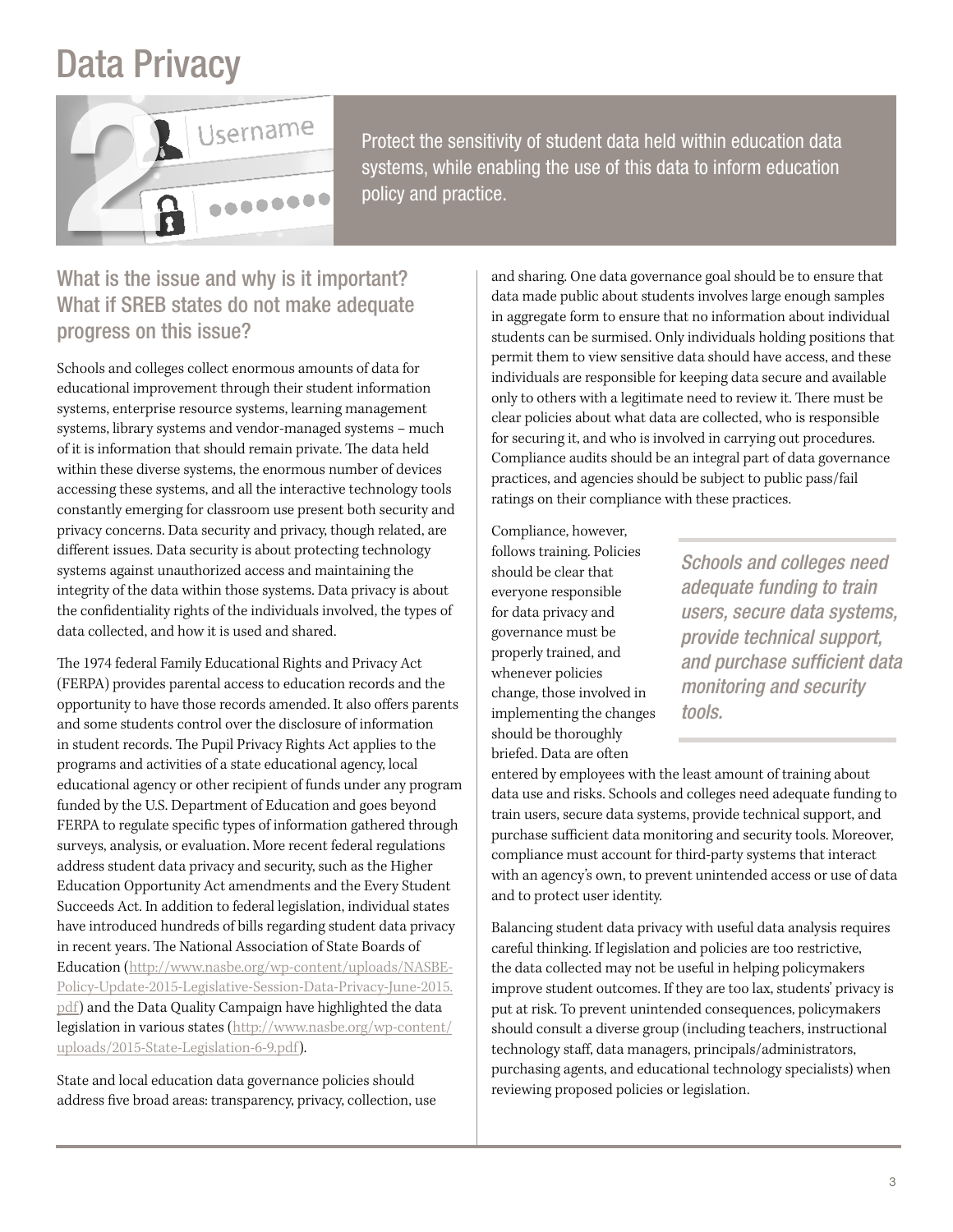# Data Privacy

Protect the sensitivity of student data held within education data systems, while enabling the use of this data to inform education policy and practice.

## What is the issue and why is it important? What if SREB states do not make adequate progress on this issue?

Schools and colleges collect enormous amounts of data for educational improvement through their student information systems, enterprise resource systems, learning management systems, library systems and vendor-managed systems – much of it is information that should remain private. The data held within these diverse systems, the enormous number of devices accessing these systems, and all the interactive technology tools constantly emerging for classroom use present both security and privacy concerns. Data security and privacy, though related, are different issues. Data security is about protecting technology systems against unauthorized access and maintaining the integrity of the data within those systems. Data privacy is about the confidentiality rights of the individuals involved, the types of data collected, and how it is used and shared.

The 1974 federal Family Educational Rights and Privacy Act (FERPA) provides parental access to education records and the opportunity to have those records amended. It also offers parents and some students control over the disclosure of information in student records. The Pupil Privacy Rights Act applies to the programs and activities of a state educational agency, local educational agency or other recipient of funds under any program funded by the U.S. Department of Education and goes beyond FERPA to regulate specific types of information gathered through surveys, analysis, or evaluation. More recent federal regulations address student data privacy and security, such as the Higher Education Opportunity Act amendments and the Every Student Succeeds Act. In addition to federal legislation, individual states have introduced hundreds of bills regarding student data privacy in recent years. The National Association of State Boards of Education (http://www.nasbe.org/wp-content/uploads/NASBE-Policy-Update-2015-Legislative-Session-Data-Privacy-June-2015.pdf) and the Data Quality Campaign have highlighted the data legislation in various states (http://www.nasbe.org/wp-content/uploads/2015-State-Legislation-6-9.pdf).

State and local education data governance policies should address five broad areas: transparency, privacy, collection, use and sharing. One data governance goal should be to ensure that data made public about students involves large enough samples in aggregate form to ensure that no information about individual students can be surmised. Only individuals holding positions that permit them to view sensitive data should have access, and these individuals are responsible for keeping data secure and available only to others with a legitimate need to review it. There must be clear policies about what data are collected, who is responsible for securing it, and who is involved in carrying out procedures. Compliance audits should be an integral part of data governance practices, and agencies should be subject to public pass/fail ratings on their compliance with these practices.

*Schools and colleges need adequate funding to train users, secure data systems, provide technical support, and purchase sufficient data monitoring and security tools.*

Compliance, however, follows training. Policies should be clear that everyone responsible for data privacy and governance must be properly trained, and whenever policies change, those involved in implementing the changes should be thoroughly briefed. Data are often entered by employees with the least amount of training about data use and risks. Schools and colleges need adequate funding to train users, secure data systems, provide technical support, and purchase sufficient data monitoring and security tools. Moreover, compliance must account for third-party systems that interact with an agency's own, to prevent unintended access or use of data and to protect user identity.

Balancing student data privacy with useful data analysis requires careful thinking. If legislation and policies are too restrictive, the data collected may not be useful in helping policymakers improve student outcomes. If they are too lax, students' privacy is put at risk. To prevent unintended consequences, policymakers should consult a diverse group (including teachers, instructional technology staff, data managers, principals/administrators, purchasing agents, and educational technology specialists) when reviewing proposed policies or legislation.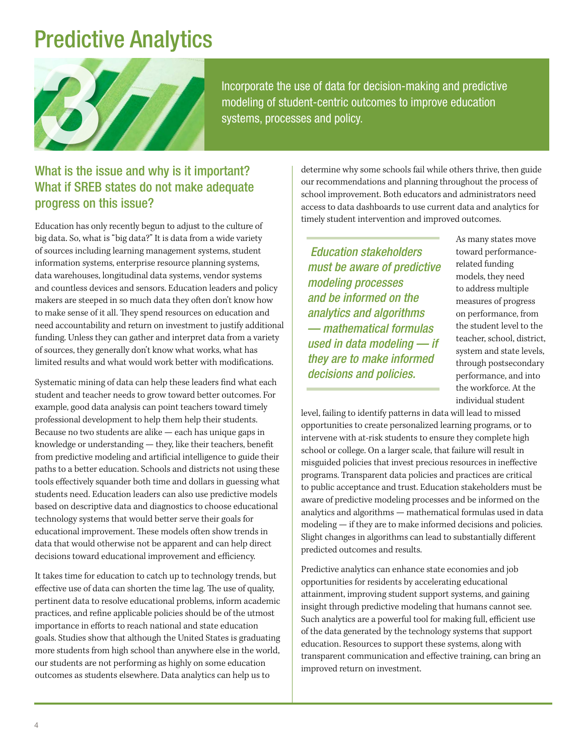# Predictive Analytics

3

Incorporate the use of data for decision-making and predictive modeling of student-centric outcomes to improve education systems, processes and policy.

## What is the issue and why is it important? What if SREB states do not make adequate progress on this issue?

Education has only recently begun to adjust to the culture of big data. So, what is "big data?" It is data from a wide variety of sources including learning management systems, student information systems, enterprise resource planning systems, data warehouses, longitudinal data systems, vendor systems and countless devices and sensors. Education leaders and policy makers are steeped in so much data they often don't know how to make sense of it all. They spend resources on education and need accountability and return on investment to justify additional funding. Unless they can gather and interpret data from a variety of sources, they generally don't know what works, what has limited results and what would work better with modifications.

Systematic mining of data can help these leaders find what each student and teacher needs to grow toward better outcomes. For example, good data analysis can point teachers toward timely professional development to help them help their students. Because no two students are alike — each has unique gaps in knowledge or understanding — they, like their teachers, benefit from predictive modeling and artificial intelligence to guide their paths to a better education. Schools and districts not using these tools effectively squander both time and dollars in guessing what students need. Education leaders can also use predictive models based on descriptive data and diagnostics to choose educational technology systems that would better serve their goals for educational improvement. These models often show trends in data that would otherwise not be apparent and can help direct decisions toward educational improvement and efficiency.

It takes time for education to catch up to technology trends, but effective use of data can shorten the time lag. The use of quality, pertinent data to resolve educational problems, inform academic practices, and refine applicable policies should be of the utmost importance in efforts to reach national and state education goals. Studies show that although the United States is graduating more students from high school than anywhere else in the world, our students are not performing as highly on some education outcomes as students elsewhere. Data analytics can help us to determine why some schools fail while others thrive, then guide our recommendations and planning throughout the process of school improvement. Both educators and administrators need access to data dashboards to use current data and analytics for timely student intervention and improved outcomes.

*Education stakeholders must be aware of predictive modeling processes and be informed on the analytics and algorithms — mathematical formulas used in data modeling — if they are to make informed decisions and policies.*

As many states move toward performance-related funding models, they need to address multiple measures of progress on performance, from the student level to the teacher, school, district, system and state levels, through postsecondary performance, and into the workforce. At the individual student level, failing to identify patterns in data will lead to missed opportunities to create personalized learning programs, or to intervene with at-risk students to ensure they complete high school or college. On a larger scale, that failure will result in misguided policies that invest precious resources in ineffective programs. Transparent data policies and practices are critical to public acceptance and trust. Education stakeholders must be aware of predictive modeling processes and be informed on the analytics and algorithms — mathematical formulas used in data modeling — if they are to make informed decisions and policies. Slight changes in algorithms can lead to substantially different predicted outcomes and results.

Predictive analytics can enhance state economies and job opportunities for residents by accelerating educational attainment, improving student support systems, and gaining insight through predictive modeling that humans cannot see. Such analytics are a powerful tool for making full, efficient use of the data generated by the technology systems that support education. Resources to support these systems, along with transparent communication and effective training, can bring an improved return on investment.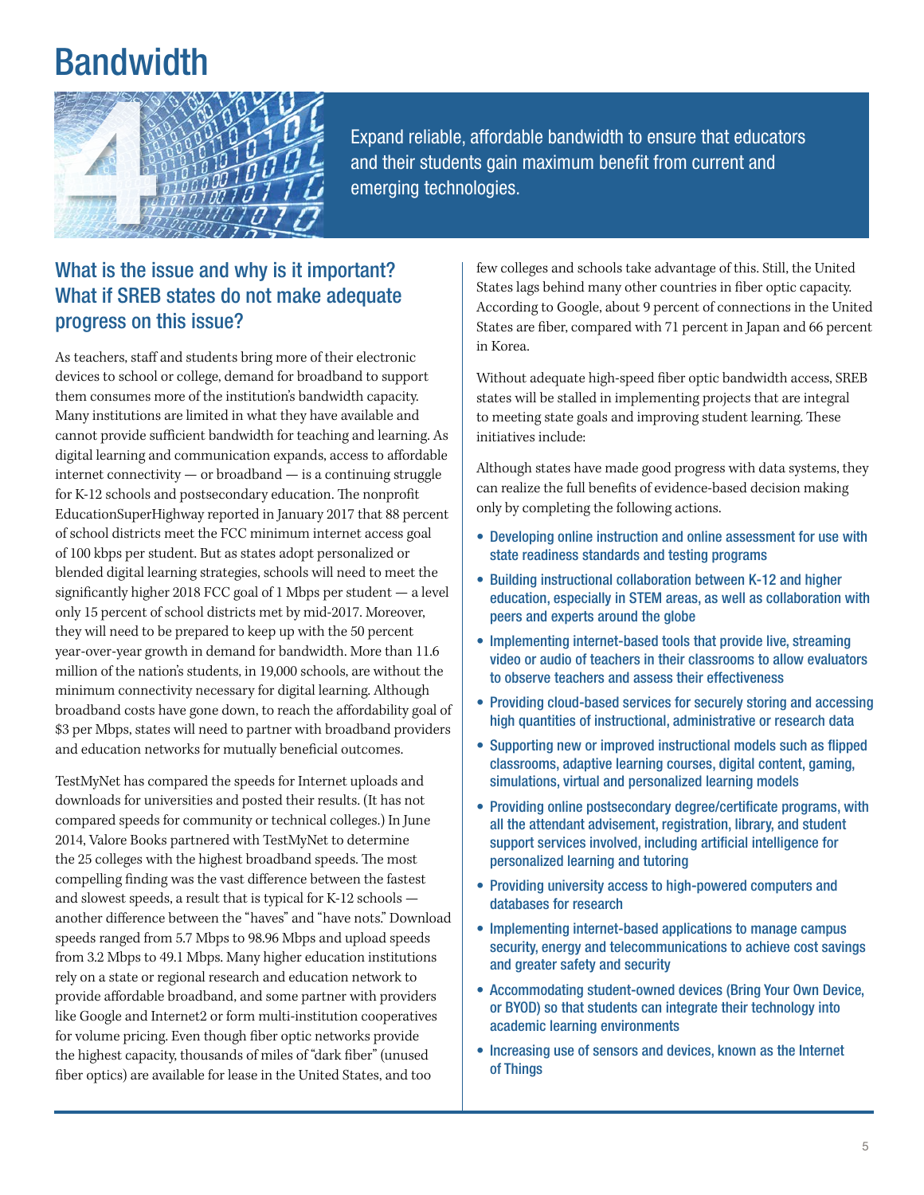# Bandwidth

Expand reliable, affordable bandwidth to ensure that educators and their students gain maximum benefit from current and emerging technologies.

## What is the issue and why is it important? What if SREB states do not make adequate progress on this issue?

As teachers, staff and students bring more of their electronic devices to school or college, demand for broadband to support them consumes more of the institution's bandwidth capacity. Many institutions are limited in what they have available and cannot provide sufficient bandwidth for teaching and learning. As digital learning and communication expands, access to affordable internet connectivity — or broadband — is a continuing struggle for K-12 schools and postsecondary education. The nonprofit EducationSuperHighway reported in January 2017 that 88 percent of school districts meet the FCC minimum internet access goal of 100 kbps per student. But as states adopt personalized or blended digital learning strategies, schools will need to meet the significantly higher 2018 FCC goal of 1 Mbps per student — a level only 15 percent of school districts met by mid-2017. Moreover, they will need to be prepared to keep up with the 50 percent year-over-year growth in demand for bandwidth. More than 11.6 million of the nation's students, in 19,000 schools, are without the minimum connectivity necessary for digital learning. Although broadband costs have gone down, to reach the affordability goal of $3 per Mbps, states will need to partner with broadband providers and education networks for mutually beneficial outcomes.

TestMyNet has compared the speeds for Internet uploads and downloads for universities and posted their results. (It has not compared speeds for community or technical colleges.) In June 2014, Valore Books partnered with TestMyNet to determine the 25 colleges with the highest broadband speeds. The most compelling finding was the vast difference between the fastest and slowest speeds, a result that is typical for K-12 schools — another difference between the "haves" and "have nots." Download speeds ranged from 5.7 Mbps to 98.96 Mbps and upload speeds from 3.2 Mbps to 49.1 Mbps. Many higher education institutions rely on a state or regional research and education network to provide affordable broadband, and some partner with providers like Google and Internet2 or form multi-institution cooperatives for volume pricing. Even though fiber optic networks provide the highest capacity, thousands of miles of "dark fiber" (unused fiber optics) are available for lease in the United States, and too few colleges and schools take advantage of this. Still, the United States lags behind many other countries in fiber optic capacity. According to Google, about 9 percent of connections in the United States are fiber, compared with 71 percent in Japan and 66 percent in Korea.

Without adequate high-speed fiber optic bandwidth access, SREB states will be stalled in implementing projects that are integral to meeting state goals and improving student learning. These initiatives include:

Although states have made good progress with data systems, they can realize the full benefits of evidence-based decision making only by completing the following actions.

- Developing online instruction and online assessment for use with state readiness standards and testing programs
- Building instructional collaboration between K-12 and higher education, especially in STEM areas, as well as collaboration with peers and experts around the globe
- Implementing internet-based tools that provide live, streaming video or audio of teachers in their classrooms to allow evaluators to observe teachers and assess their effectiveness
- Providing cloud-based services for securely storing and accessing high quantities of instructional, administrative or research data
- Supporting new or improved instructional models such as flipped classrooms, adaptive learning courses, digital content, gaming, simulations, virtual and personalized learning models
- Providing online postsecondary degree/certificate programs, with all the attendant advisement, registration, library, and student support services involved, including artificial intelligence for personalized learning and tutoring
- Providing university access to high-powered computers and databases for research
- Implementing internet-based applications to manage campus security, energy and telecommunications to achieve cost savings and greater safety and security
- Accommodating student-owned devices (Bring Your Own Device, or BYOD) so that students can integrate their technology into academic learning environments
- Increasing use of sensors and devices, known as the Internet of Things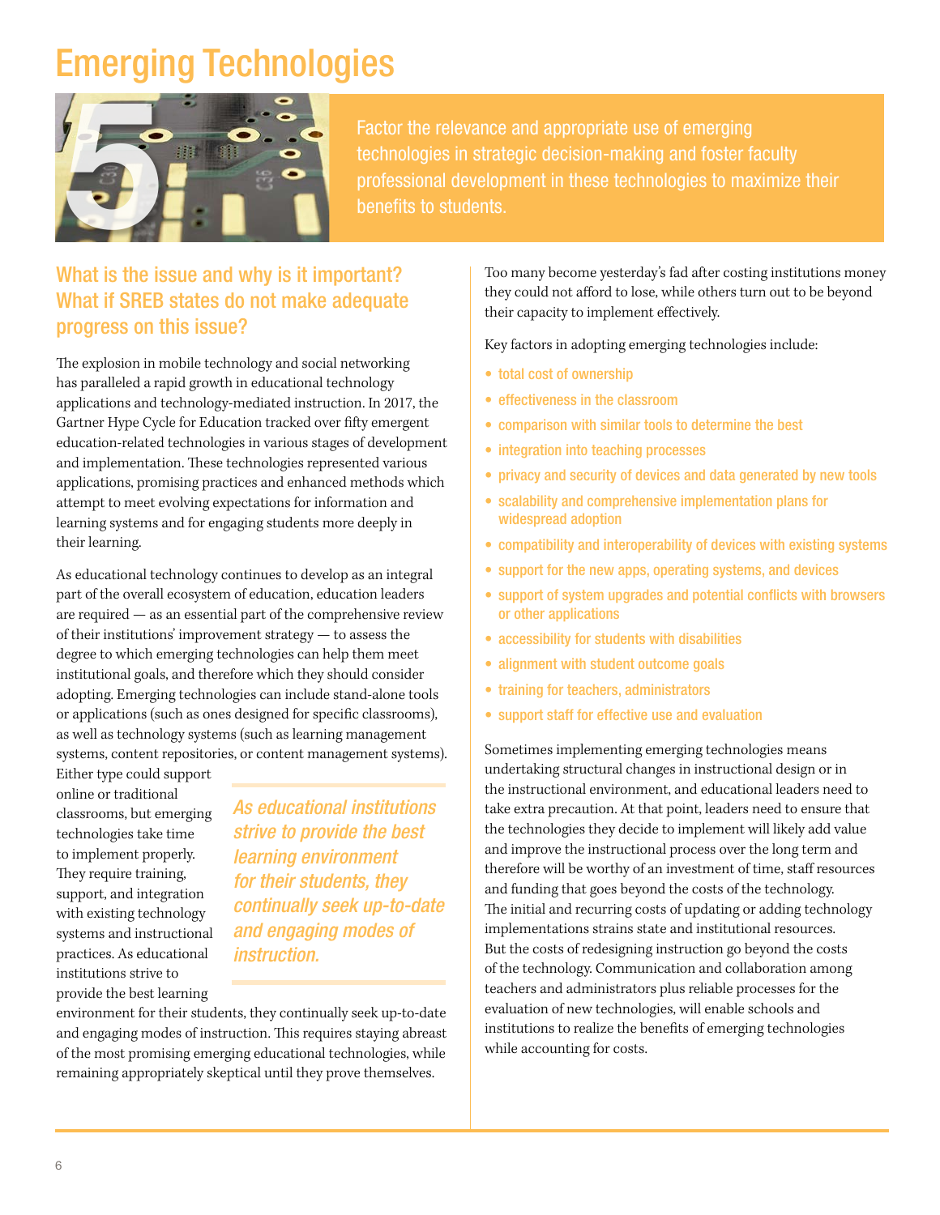# Emerging Technologies

5

Factor the relevance and appropriate use of emerging technologies in strategic decision-making and foster faculty professional development in these technologies to maximize their benefits to students.

## What is the issue and why is it important? What if SREB states do not make adequate progress on this issue?

The explosion in mobile technology and social networking has paralleled a rapid growth in educational technology applications and technology-mediated instruction. In 2017, the Gartner Hype Cycle for Education tracked over fifty emergent education-related technologies in various stages of development and implementation. These technologies represented various applications, promising practices and enhanced methods which attempt to meet evolving expectations for information and learning systems and for engaging students more deeply in their learning.

As educational technology continues to develop as an integral part of the overall ecosystem of education, education leaders are required — as an essential part of the comprehensive review of their institutions' improvement strategy — to assess the degree to which emerging technologies can help them meet institutional goals, and therefore which they should consider adopting. Emerging technologies can include stand-alone tools or applications (such as ones designed for specific classrooms), as well as technology systems (such as learning management systems, content repositories, or content management systems). Either type could support online or traditional classrooms, but emerging technologies take time to implement properly. They require training, support, and integration with existing technology systems and instructional practices. As educational institutions strive to provide the best learning environment for their students, they continually seek up-to-date and engaging modes of instruction. This requires staying abreast of the most promising emerging educational technologies, while remaining appropriately skeptical until they prove themselves.

*As educational institutions strive to provide the best learning environment for their students, they continually seek up-to-date and engaging modes of instruction.*

Too many become yesterday's fad after costing institutions money they could not afford to lose, while others turn out to be beyond their capacity to implement effectively.

Key factors in adopting emerging technologies include:

- total cost of ownership
- effectiveness in the classroom
- comparison with similar tools to determine the best
- integration into teaching processes
- privacy and security of devices and data generated by new tools
- scalability and comprehensive implementation plans for widespread adoption
- compatibility and interoperability of devices with existing systems
- support for the new apps, operating systems, and devices
- support of system upgrades and potential conflicts with browsers or other applications
- accessibility for students with disabilities
- alignment with student outcome goals
- training for teachers, administrators
- support staff for effective use and evaluation

Sometimes implementing emerging technologies means undertaking structural changes in instructional design or in the instructional environment, and educational leaders need to take extra precaution. At that point, leaders need to ensure that the technologies they decide to implement will likely add value and improve the instructional process over the long term and therefore will be worthy of an investment of time, staff resources and funding that goes beyond the costs of the technology. The initial and recurring costs of updating or adding technology implementations strains state and institutional resources. But the costs of redesigning instruction go beyond the costs of the technology. Communication and collaboration among teachers and administrators plus reliable processes for the evaluation of new technologies, will enable schools and institutions to realize the benefits of emerging technologies while accounting for costs.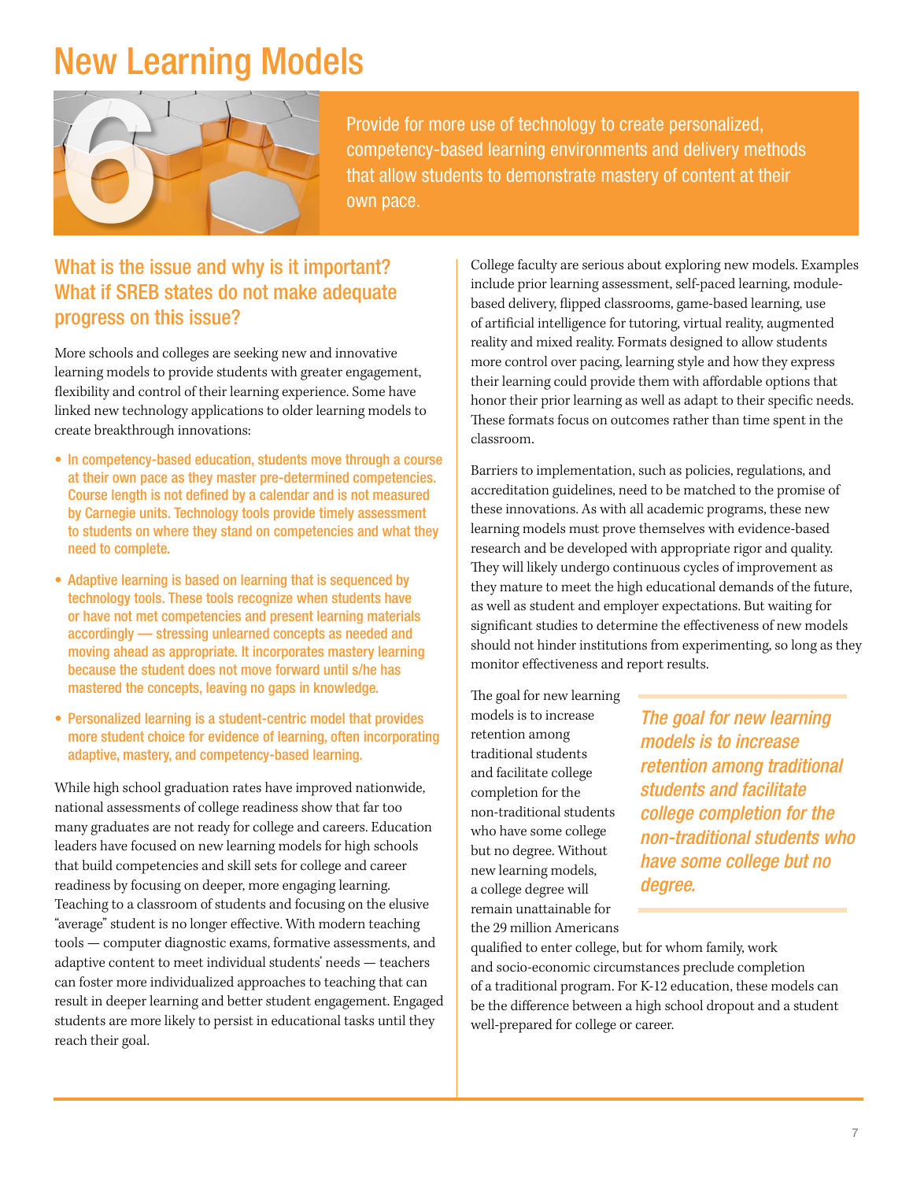# New Learning Models

6

Provide for more use of technology to create personalized, competency-based learning environments and delivery methods that allow students to demonstrate mastery of content at their own pace.

## What is the issue and why is it important? What if SREB states do not make adequate progress on this issue?

More schools and colleges are seeking new and innovative learning models to provide students with greater engagement, flexibility and control of their learning experience. Some have linked new technology applications to older learning models to create breakthrough innovations:

- In competency-based education, students move through a course at their own pace as they master pre-determined competencies. Course length is not defined by a calendar and is not measured by Carnegie units. Technology tools provide timely assessment to students on where they stand on competencies and what they need to complete.
- Adaptive learning is based on learning that is sequenced by technology tools. These tools recognize when students have or have not met competencies and present learning materials accordingly — stressing unlearned concepts as needed and moving ahead as appropriate. It incorporates mastery learning because the student does not move forward until s/he has mastered the concepts, leaving no gaps in knowledge.
- Personalized learning is a student-centric model that provides more student choice for evidence of learning, often incorporating adaptive, mastery, and competency-based learning.

While high school graduation rates have improved nationwide, national assessments of college readiness show that far too many graduates are not ready for college and careers. Education leaders have focused on new learning models for high schools that build competencies and skill sets for college and career readiness by focusing on deeper, more engaging learning. Teaching to a classroom of students and focusing on the elusive "average" student is no longer effective. With modern teaching tools — computer diagnostic exams, formative assessments, and adaptive content to meet individual students' needs — teachers can foster more individualized approaches to teaching that can result in deeper learning and better student engagement. Engaged students are more likely to persist in educational tasks until they reach their goal.

College faculty are serious about exploring new models. Examples include prior learning assessment, self-paced learning, module-based delivery, flipped classrooms, game-based learning, use of artificial intelligence for tutoring, virtual reality, augmented reality and mixed reality. Formats designed to allow students more control over pacing, learning style and how they express their learning could provide them with affordable options that honor their prior learning as well as adapt to their specific needs. These formats focus on outcomes rather than time spent in the classroom.

Barriers to implementation, such as policies, regulations, and accreditation guidelines, need to be matched to the promise of these innovations. As with all academic programs, these new learning models must prove themselves with evidence-based research and be developed with appropriate rigor and quality. They will likely undergo continuous cycles of improvement as they mature to meet the high educational demands of the future, as well as student and employer expectations. But waiting for significant studies to determine the effectiveness of new models should not hinder institutions from experimenting, so long as they monitor effectiveness and report results.

The goal for new learning models is to increase retention among traditional students and facilitate college completion for the non-traditional students who have some college but no degree. Without new learning models, a college degree will remain unattainable for the 29 million Americans qualified to enter college, but for whom family, work and socio-economic circumstances preclude completion of a traditional program. For K-12 education, these models can be the difference between a high school dropout and a student well-prepared for college or career.

*The goal for new learning models is to increase retention among traditional students and facilitate college completion for the non-traditional students who have some college but no degree.*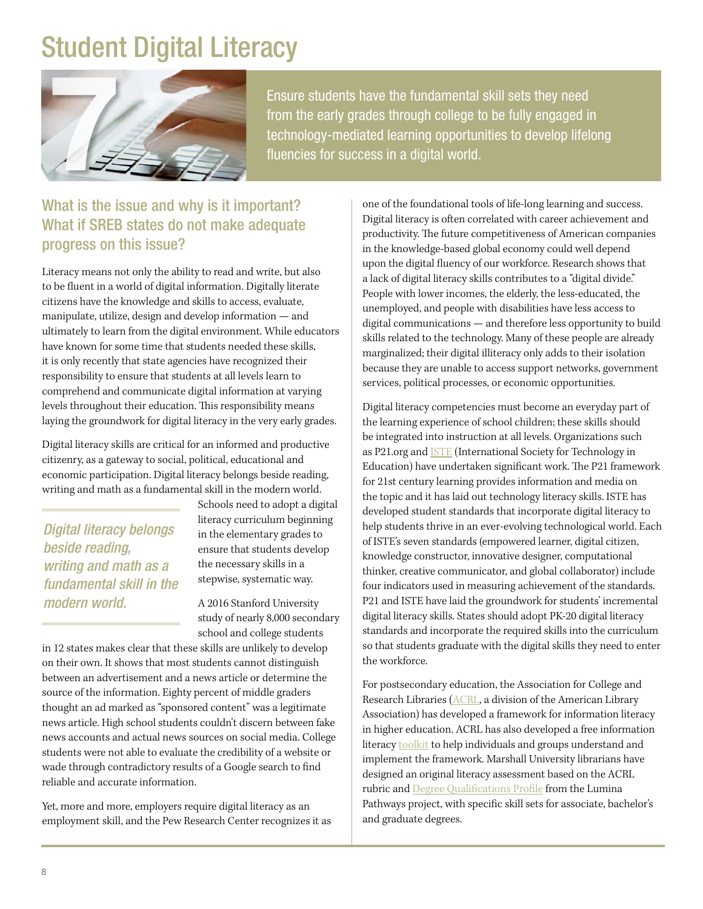# Student Digital Literacy

7

Ensure students have the fundamental skill sets they need from the early grades through college to be fully engaged in technology-mediated learning opportunities to develop lifelong fluencies for success in a digital world.

## What is the issue and why is it important? What if SREB states do not make adequate progress on this issue?

Literacy means not only the ability to read and write, but also to be fluent in a world of digital information. Digitally literate citizens have the knowledge and skills to access, evaluate, manipulate, utilize, design and develop information — and ultimately to learn from the digital environment. While educators have known for some time that students needed these skills, it is only recently that state agencies have recognized their responsibility to ensure that students at all levels learn to comprehend and communicate digital information at varying levels throughout their education. This responsibility means laying the groundwork for digital literacy in the very early grades.

Digital literacy skills are critical for an informed and productive citizenry, as a gateway to social, political, educational and economic participation. Digital literacy belongs beside reading, writing and math as a fundamental skill in the modern world.

> *Digital literacy belongs beside reading, writing and math as a fundamental skill in the modern world.*

Schools need to adopt a digital literacy curriculum beginning in the elementary grades to ensure that students develop the necessary skills in a stepwise, systematic way.

A 2016 Stanford University study of nearly 8,000 secondary school and college students in 12 states makes clear that these skills are unlikely to develop on their own. It shows that most students cannot distinguish between an advertisement and a news article or determine the source of the information. Eighty percent of middle graders thought an ad marked as "sponsored content" was a legitimate news article. High school students couldn't discern between fake news accounts and actual news sources on social media. College students were not able to evaluate the credibility of a website or wade through contradictory results of a Google search to find reliable and accurate information.

Yet, more and more, employers require digital literacy as an employment skill, and the Pew Research Center recognizes it as one of the foundational tools of life-long learning and success. Digital literacy is often correlated with career achievement and productivity. The future competitiveness of American companies in the knowledge-based global economy could well depend upon the digital fluency of our workforce. Research shows that a lack of digital literacy skills contributes to a "digital divide." People with lower incomes, the elderly, the less-educated, the unemployed, and people with disabilities have less access to digital communications — and therefore less opportunity to build skills related to the technology. Many of these people are already marginalized; their digital illiteracy only adds to their isolation because they are unable to access support networks, government services, political processes, or economic opportunities.

Digital literacy competencies must become an everyday part of the learning experience of school children; these skills should be integrated into instruction at all levels. Organizations such as P21.org and ISTE (International Society for Technology in Education) have undertaken significant work. The P21 framework for 21st century learning provides information and media on the topic and it has laid out technology literacy skills. ISTE has developed student standards that incorporate digital literacy to help students thrive in an ever-evolving technological world. Each of ISTE's seven standards (empowered learner, digital citizen, knowledge constructor, innovative designer, computational thinker, creative communicator, and global collaborator) include four indicators used in measuring achievement of the standards. P21 and ISTE have laid the groundwork for students' incremental digital literacy skills. States should adopt PK-20 digital literacy standards and incorporate the required skills into the curriculum so that students graduate with the digital skills they need to enter the workforce.

For postsecondary education, the Association for College and Research Libraries (ACRL, a division of the American Library Association) has developed a framework for information literacy in higher education. ACRL has also developed a free information literacy toolkit to help individuals and groups understand and implement the framework. Marshall University librarians have designed an original literacy assessment based on the ACRL rubric and Degree Qualifications Profile from the Lumina Pathways project, with specific skill sets for associate, bachelor's and graduate degrees.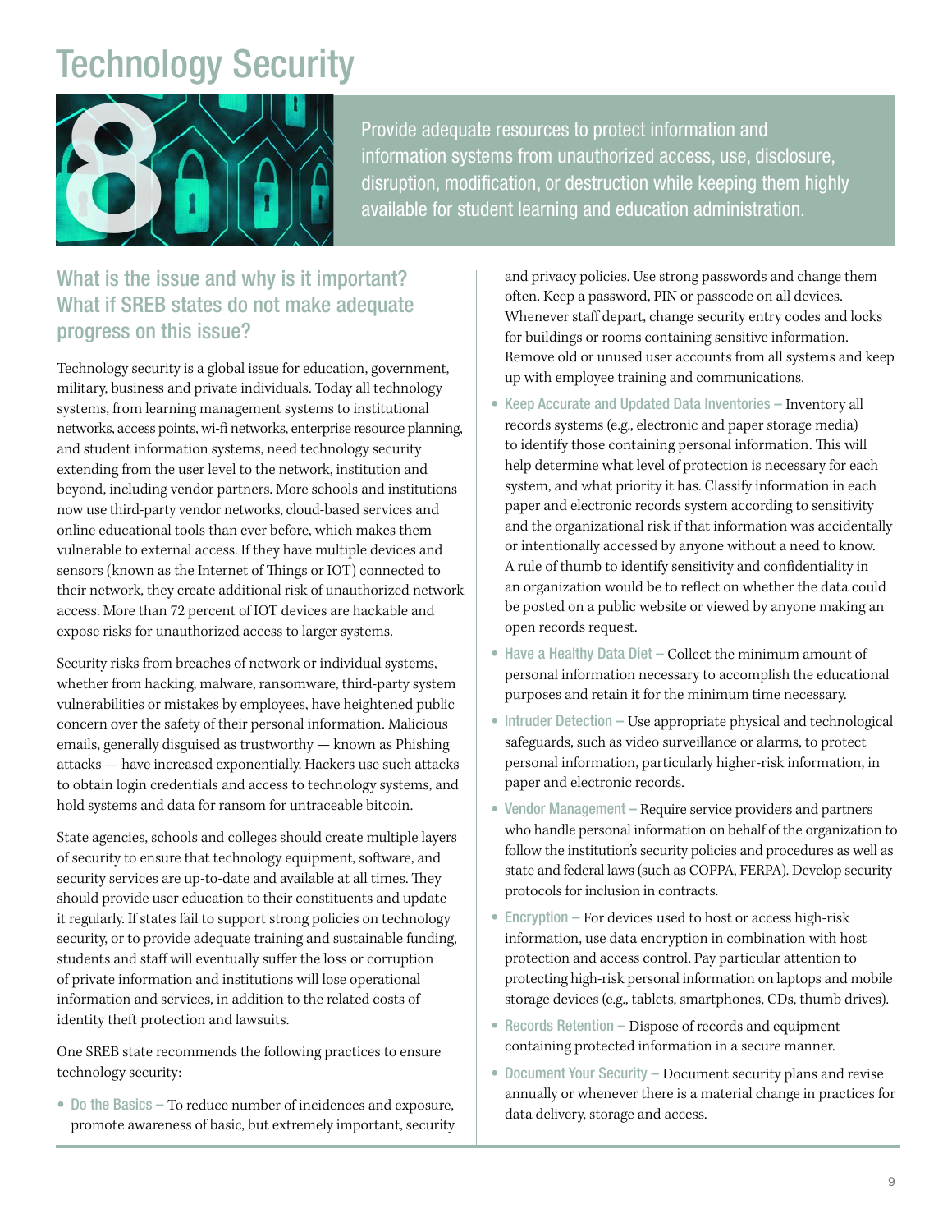# Technology Security

Provide adequate resources to protect information and information systems from unauthorized access, use, disclosure, disruption, modification, or destruction while keeping them highly available for student learning and education administration.

## What is the issue and why is it important? What if SREB states do not make adequate progress on this issue?

Technology security is a global issue for education, government, military, business and private individuals. Today all technology systems, from learning management systems to institutional networks, access points, wi-fi networks, enterprise resource planning, and student information systems, need technology security extending from the user level to the network, institution and beyond, including vendor partners. More schools and institutions now use third-party vendor networks, cloud-based services and online educational tools than ever before, which makes them vulnerable to external access. If they have multiple devices and sensors (known as the Internet of Things or IOT) connected to their network, they create additional risk of unauthorized network access. More than 72 percent of IOT devices are hackable and expose risks for unauthorized access to larger systems.

Security risks from breaches of network or individual systems, whether from hacking, malware, ransomware, third-party system vulnerabilities or mistakes by employees, have heightened public concern over the safety of their personal information. Malicious emails, generally disguised as trustworthy — known as Phishing attacks — have increased exponentially. Hackers use such attacks to obtain login credentials and access to technology systems, and hold systems and data for ransom for untraceable bitcoin.

State agencies, schools and colleges should create multiple layers of security to ensure that technology equipment, software, and security services are up-to-date and available at all times. They should provide user education to their constituents and update it regularly. If states fail to support strong policies on technology security, or to provide adequate training and sustainable funding, students and staff will eventually suffer the loss or corruption of private information and institutions will lose operational information and services, in addition to the related costs of identity theft protection and lawsuits.

One SREB state recommends the following practices to ensure technology security:

- **Do the Basics –** To reduce number of incidences and exposure, promote awareness of basic, but extremely important, security and privacy policies. Use strong passwords and change them often. Keep a password, PIN or passcode on all devices. Whenever staff depart, change security entry codes and locks for buildings or rooms containing sensitive information. Remove old or unused user accounts from all systems and keep up with employee training and communications.
- **Keep Accurate and Updated Data Inventories –** Inventory all records systems (e.g., electronic and paper storage media) to identify those containing personal information. This will help determine what level of protection is necessary for each system, and what priority it has. Classify information in each paper and electronic records system according to sensitivity and the organizational risk if that information was accidentally or intentionally accessed by anyone without a need to know. A rule of thumb to identify sensitivity and confidentiality in an organization would be to reflect on whether the data could be posted on a public website or viewed by anyone making an open records request.
- **Have a Healthy Data Diet –** Collect the minimum amount of personal information necessary to accomplish the educational purposes and retain it for the minimum time necessary.
- **Intruder Detection –** Use appropriate physical and technological safeguards, such as video surveillance or alarms, to protect personal information, particularly higher-risk information, in paper and electronic records.
- **Vendor Management –** Require service providers and partners who handle personal information on behalf of the organization to follow the institution's security policies and procedures as well as state and federal laws (such as COPPA, FERPA). Develop security protocols for inclusion in contracts.
- **Encryption –** For devices used to host or access high-risk information, use data encryption in combination with host protection and access control. Pay particular attention to protecting high-risk personal information on laptops and mobile storage devices (e.g., tablets, smartphones, CDs, thumb drives).
- **Records Retention –** Dispose of records and equipment containing protected information in a secure manner.
- **Document Your Security –** Document security plans and revise annually or whenever there is a material change in practices for data delivery, storage and access.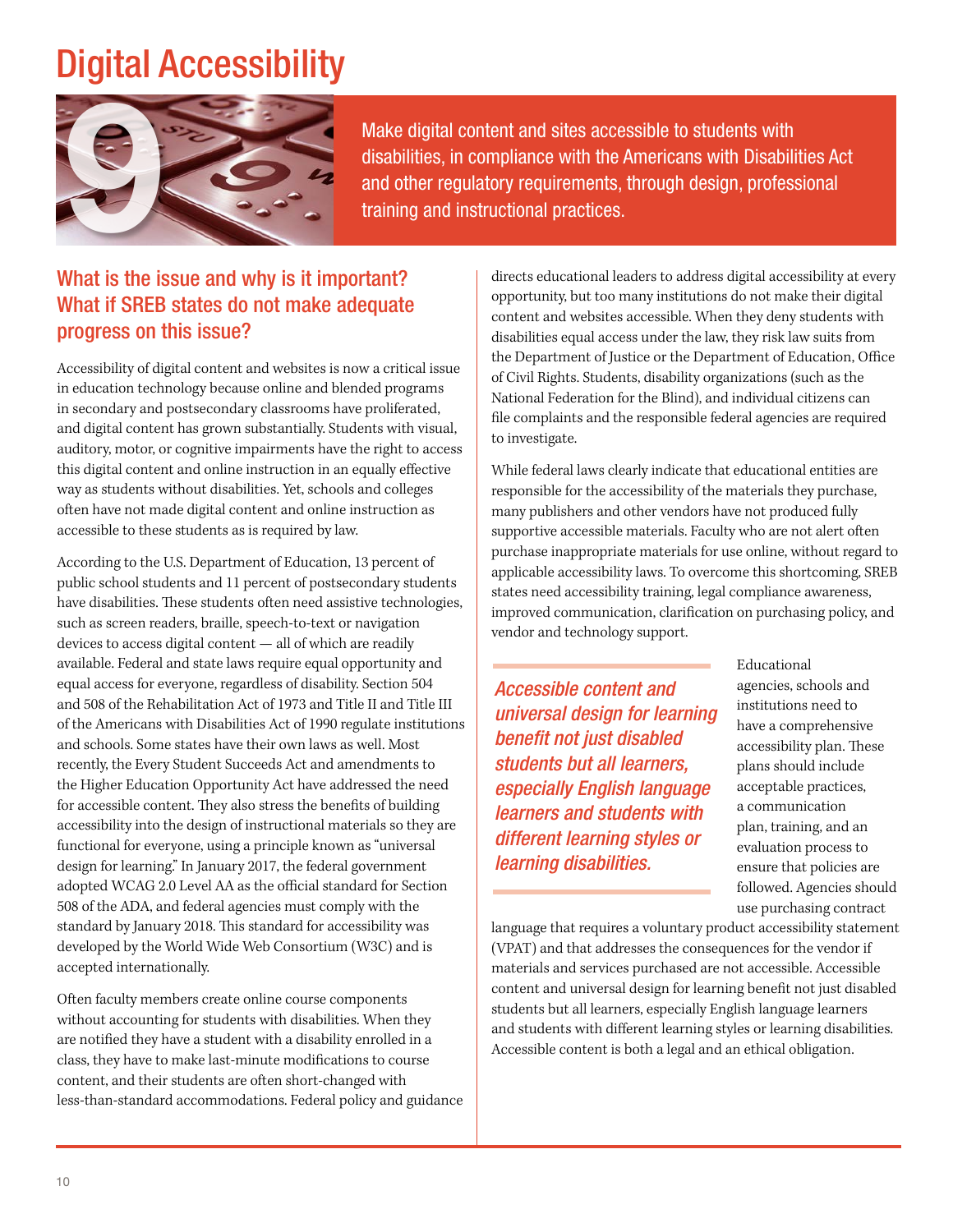# Digital Accessibility

Make digital content and sites accessible to students with disabilities, in compliance with the Americans with Disabilities Act and other regulatory requirements, through design, professional training and instructional practices.

## What is the issue and why is it important? What if SREB states do not make adequate progress on this issue?

Accessibility of digital content and websites is now a critical issue in education technology because online and blended programs in secondary and postsecondary classrooms have proliferated, and digital content has grown substantially. Students with visual, auditory, motor, or cognitive impairments have the right to access this digital content and online instruction in an equally effective way as students without disabilities. Yet, schools and colleges often have not made digital content and online instruction as accessible to these students as is required by law.

According to the U.S. Department of Education, 13 percent of public school students and 11 percent of postsecondary students have disabilities. These students often need assistive technologies, such as screen readers, braille, speech-to-text or navigation devices to access digital content — all of which are readily available. Federal and state laws require equal opportunity and equal access for everyone, regardless of disability. Section 504 and 508 of the Rehabilitation Act of 1973 and Title II and Title III of the Americans with Disabilities Act of 1990 regulate institutions and schools. Some states have their own laws as well. Most recently, the Every Student Succeeds Act and amendments to the Higher Education Opportunity Act have addressed the need for accessible content. They also stress the benefits of building accessibility into the design of instructional materials so they are functional for everyone, using a principle known as "universal design for learning." In January 2017, the federal government adopted WCAG 2.0 Level AA as the official standard for Section 508 of the ADA, and federal agencies must comply with the standard by January 2018. This standard for accessibility was developed by the World Wide Web Consortium (W3C) and is accepted internationally.

Often faculty members create online course components without accounting for students with disabilities. When they are notified they have a student with a disability enrolled in a class, they have to make last-minute modifications to course content, and their students are often short-changed with less-than-standard accommodations. Federal policy and guidance directs educational leaders to address digital accessibility at every opportunity, but too many institutions do not make their digital content and websites accessible. When they deny students with disabilities equal access under the law, they risk law suits from the Department of Justice or the Department of Education, Office of Civil Rights. Students, disability organizations (such as the National Federation for the Blind), and individual citizens can file complaints and the responsible federal agencies are required to investigate.

While federal laws clearly indicate that educational entities are responsible for the accessibility of the materials they purchase, many publishers and other vendors have not produced fully supportive accessible materials. Faculty who are not alert often purchase inappropriate materials for use online, without regard to applicable accessibility laws. To overcome this shortcoming, SREB states need accessibility training, legal compliance awareness, improved communication, clarification on purchasing policy, and vendor and technology support.

*Accessible content and universal design for learning benefit not just disabled students but all learners, especially English language learners and students with different learning styles or learning disabilities.*

Educational agencies, schools and institutions need to have a comprehensive accessibility plan. These plans should include acceptable practices, a communication plan, training, and an evaluation process to ensure that policies are followed. Agencies should use purchasing contract language that requires a voluntary product accessibility statement (VPAT) and that addresses the consequences for the vendor if materials and services purchased are not accessible. Accessible content and universal design for learning benefit not just disabled students but all learners, especially English language learners and students with different learning styles or learning disabilities. Accessible content is both a legal and an ethical obligation.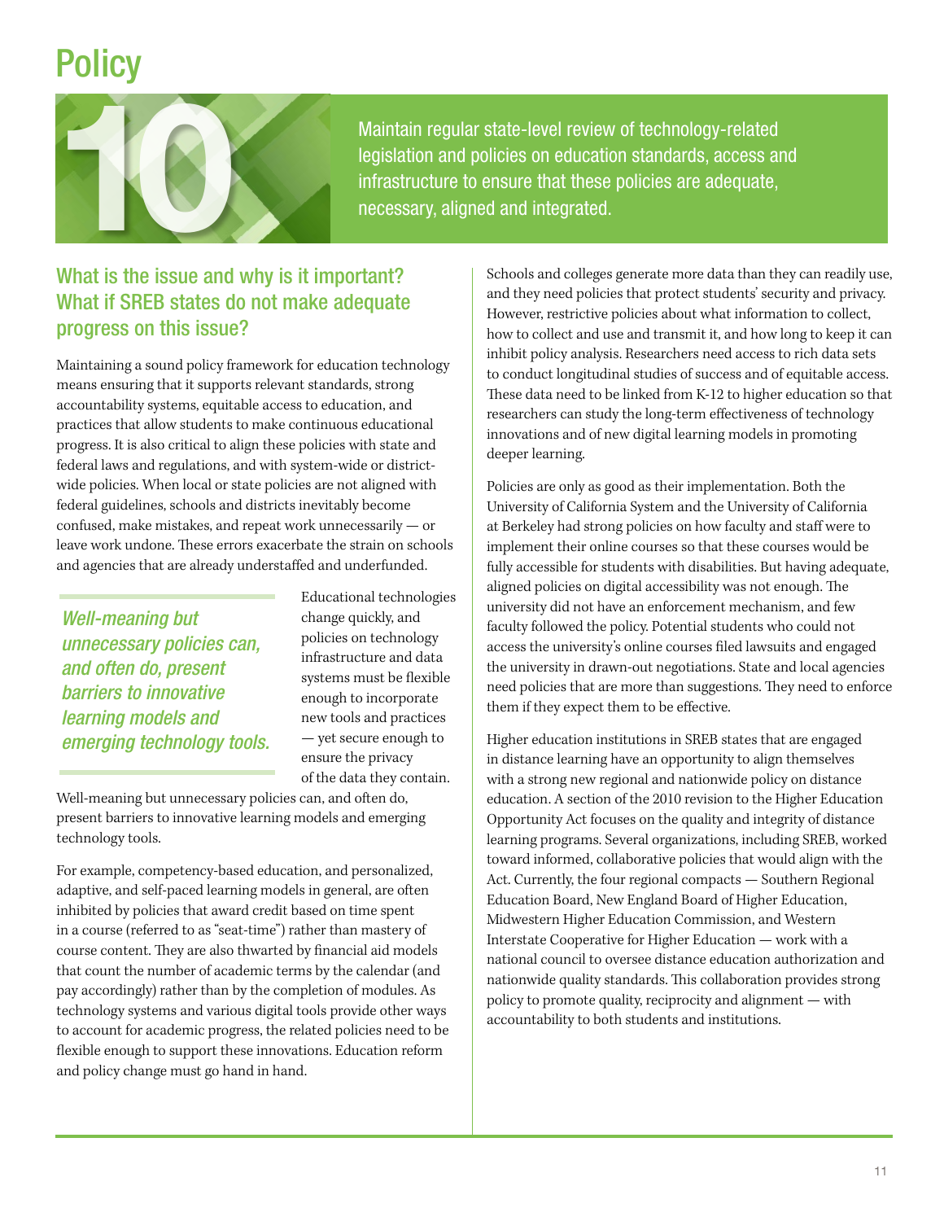# Policy

## 10

Maintain regular state-level review of technology-related legislation and policies on education standards, access and infrastructure to ensure that these policies are adequate, necessary, aligned and integrated.

### What is the issue and why is it important? What if SREB states do not make adequate progress on this issue?

Maintaining a sound policy framework for education technology means ensuring that it supports relevant standards, strong accountability systems, equitable access to education, and practices that allow students to make continuous educational progress. It is also critical to align these policies with state and federal laws and regulations, and with system-wide or district-wide policies. When local or state policies are not aligned with federal guidelines, schools and districts inevitably become confused, make mistakes, and repeat work unnecessarily — or leave work undone. These errors exacerbate the strain on schools and agencies that are already understaffed and underfunded.

> *Well-meaning but unnecessary policies can, and often do, present barriers to innovative learning models and emerging technology tools.*

Educational technologies change quickly, and policies on technology infrastructure and data systems must be flexible enough to incorporate new tools and practices — yet secure enough to ensure the privacy of the data they contain. Well-meaning but unnecessary policies can, and often do, present barriers to innovative learning models and emerging technology tools.

For example, competency-based education, and personalized, adaptive, and self-paced learning models in general, are often inhibited by policies that award credit based on time spent in a course (referred to as "seat-time") rather than mastery of course content. They are also thwarted by financial aid models that count the number of academic terms by the calendar (and pay accordingly) rather than by the completion of modules. As technology systems and various digital tools provide other ways to account for academic progress, the related policies need to be flexible enough to support these innovations. Education reform and policy change must go hand in hand.

Schools and colleges generate more data than they can readily use, and they need policies that protect students' security and privacy. However, restrictive policies about what information to collect, how to collect and use and transmit it, and how long to keep it can inhibit policy analysis. Researchers need access to rich data sets to conduct longitudinal studies of success and of equitable access. These data need to be linked from K-12 to higher education so that researchers can study the long-term effectiveness of technology innovations and of new digital learning models in promoting deeper learning.

Policies are only as good as their implementation. Both the University of California System and the University of California at Berkeley had strong policies on how faculty and staff were to implement their online courses so that these courses would be fully accessible for students with disabilities. But having adequate, aligned policies on digital accessibility was not enough. The university did not have an enforcement mechanism, and few faculty followed the policy. Potential students who could not access the university's online courses filed lawsuits and engaged the university in drawn-out negotiations. State and local agencies need policies that are more than suggestions. They need to enforce them if they expect them to be effective.

Higher education institutions in SREB states that are engaged in distance learning have an opportunity to align themselves with a strong new regional and nationwide policy on distance education. A section of the 2010 revision to the Higher Education Opportunity Act focuses on the quality and integrity of distance learning programs. Several organizations, including SREB, worked toward informed, collaborative policies that would align with the Act. Currently, the four regional compacts — Southern Regional Education Board, New England Board of Higher Education, Midwestern Higher Education Commission, and Western Interstate Cooperative for Higher Education — work with a national council to oversee distance education authorization and nationwide quality standards. This collaboration provides strong policy to promote quality, reciprocity and alignment — with accountability to both students and institutions.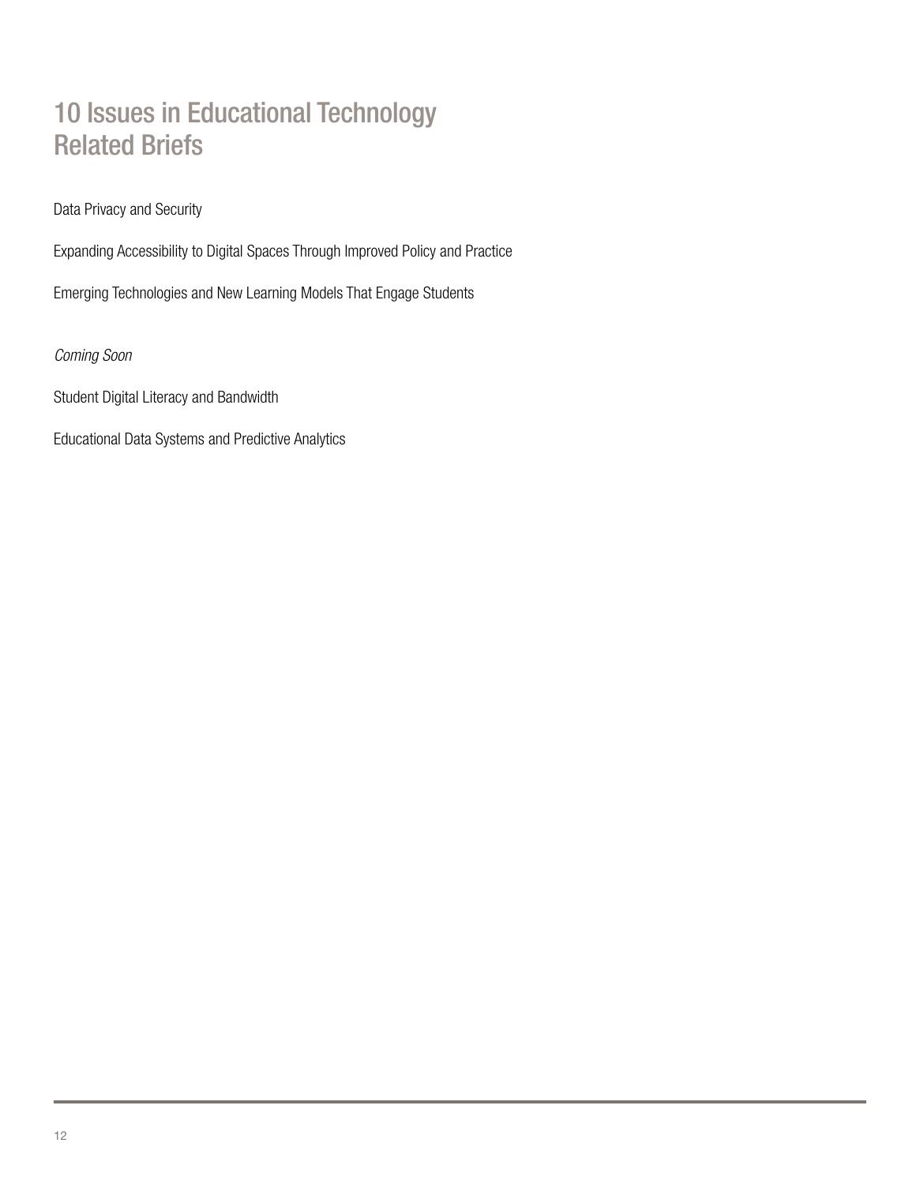# 10 Issues in Educational Technology Related Briefs

Data Privacy and Security

Expanding Accessibility to Digital Spaces Through Improved Policy and Practice

Emerging Technologies and New Learning Models That Engage Students

*Coming Soon*

Student Digital Literacy and Bandwidth

Educational Data Systems and Predictive Analytics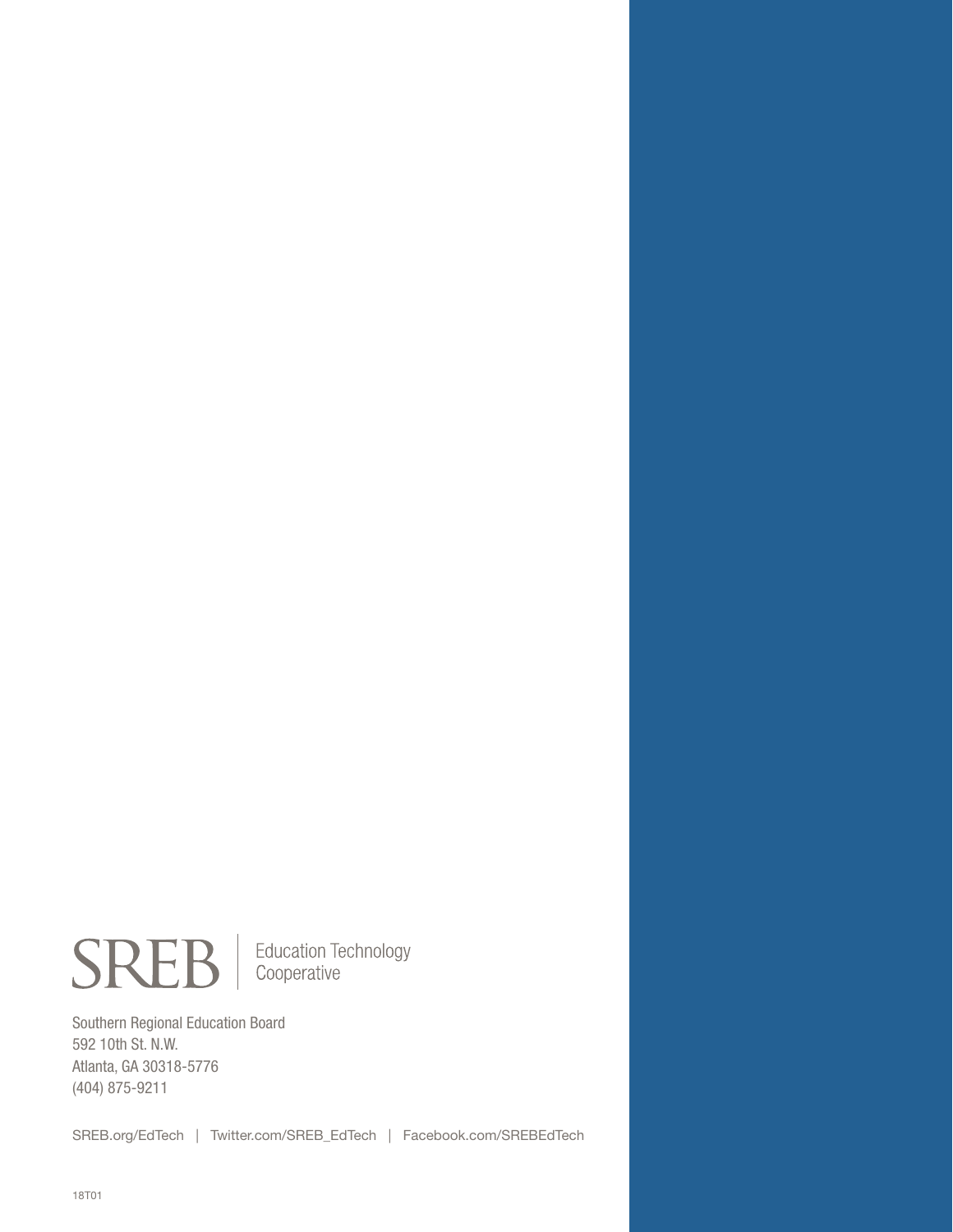SREB | Education Technology Cooperative

Southern Regional Education Board
592 10th St. N.W.
Atlanta, GA 30318-5776
(404) 875-9211

SREB.org/EdTech | Twitter.com/SREB_EdTech | Facebook.com/SREBEdTech

18T01